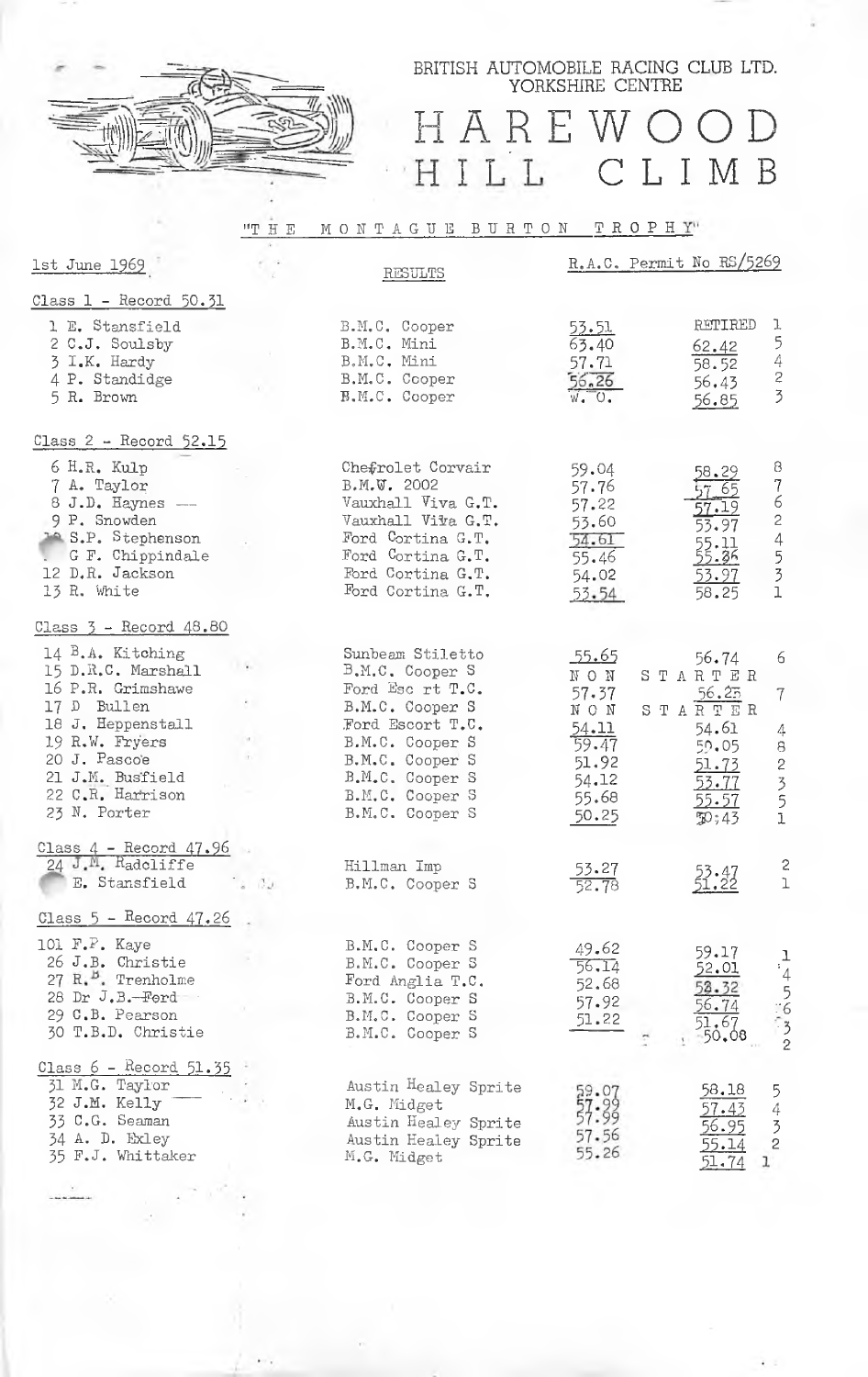BRITISH AUTOMOBILE RACING CLUB LTD.
YORKSHIRE CENTRE

# HAREWOOD HILL CLIMB

"THE MONTAGUE BURTON TROPHY"

1st June 1969 — RESULTS — R.A.C. Permit No RS/5269

### Class 1 - Record 50.31

| Driver | Car | Run 1 | Run 2 | Pos. |
|---|---|---|---|---|
| 1 E. Stansfield | B.M.C. Cooper | 53.51 | RETIRED | 1 |
| 2 C.J. Soulsby | B.M.C. Mini | 63.40 | 62.42 | 5 |
| 3 I.K. Hardy | B.M.C. Mini | 57.71 | 58.52 | 4 |
| 4 P. Standidge | B.M.C. Cooper | 56.26 | 56.43 | 2 |
| 5 R. Brown | B.M.C. Cooper | W. O. | 56.85 | 3 |

### Class 2 - Record 52.15

| Driver | Car | Run 1 | Run 2 | Pos. |
|---|---|---|---|---|
| 6 H.R. Kulp | Chevrolet Corvair | 59.04 | 58.29 | 8 |
| 7 A. Taylor | B.M.W. 2002 | 57.76 | 57.65 | 7 |
| 8 J.D. Haynes | Vauxhall Viva G.T. | 57.22 | 57.19 | 6 |
| 9 P. Snowden | Vauxhall Viva G.T. | 53.60 | 53.97 | 2 |
| 10 S.P. Stephenson | Ford Cortina G.T. | 54.61 | 55.11 | 4 |
| G F. Chippindale | Ford Cortina G.T. | 55.46 | 55.86 | 5 |
| 12 D.R. Jackson | Ford Cortina G.T. | 54.02 | 53.97 | 3 |
| 13 R. White | Ford Cortina G.T. | 53.54 | 58.25 | 1 |

### Class 3 - Record 48.80

| Driver | Car | Run 1 | Run 2 | Pos. |
|---|---|---|---|---|
| 14 B.A. Kitching | Sunbeam Stiletto | 55.65 | 56.74 | 6 |
| 15 D.R.C. Marshall | B.M.C. Cooper S | NON STARTER | | |
| 16 P.R. Grimshawe | Ford Escort T.C. | 57.37 | 56.25 | 7 |
| 17 D Bullen | B.M.C. Cooper S | NON STARTER | | |
| 18 J. Heppenstall | Ford Escort T.C. | 54.11 | 54.61 | 4 |
| 19 R.W. Fryers | B.M.C. Cooper S | 59.47 | 59.05 | 8 |
| 20 J. Pascoe | B.M.C. Cooper S | 51.92 | 51.73 | 2 |
| 21 J.M. Busfield | B.M.C. Cooper S | 54.12 | 53.77 | 3 |
| 22 C.R. Harrison | B.M.C. Cooper S | 55.68 | 55.57 | 5 |
| 23 N. Porter | B.M.C. Cooper S | 50.25 | 50.43 | 1 |

### Class 4 - Record 47.96

| Driver | Car | Run 1 | Run 2 | Pos. |
|---|---|---|---|---|
| 24 J.M. Radcliffe | Hillman Imp | 53.27 | 53.47 | 2 |
| E. Stansfield | B.M.C. Cooper S | 52.78 | 51.22 | 1 |

### Class 5 - Record 47.26

| Driver | Car | Run 1 | Run 2 | Pos. |
|---|---|---|---|---|
| 101 F.P. Kaye | B.M.C. Cooper S | 49.62 | 59.17 | 1 |
| 26 J.B. Christie | B.M.C. Cooper S | 56.14 | 52.01 | 4 |
| 27 R.B. Trenholme | Ford Anglia T.C. | 52.68 | 58.32 | 5 |
| 28 Dr J.B. Ford | B.M.C. Cooper S | 57.92 | 56.74 | 6 |
| 29 C.B. Pearson | B.M.C. Cooper S | 51.22 | 51.67 | 3 |
| 30 T.B.D. Christie | B.M.C. Cooper S | | 50.08 | 2 |

### Class 6 - Record 51.35

| Driver | Car | Run 1 | Run 2 | Pos. |
|---|---|---|---|---|
| 31 M.G. Taylor | Austin Healey Sprite | 59.07 | 58.18 | 5 |
| 32 J.M. Kelly | M.G. Midget | 57.99 | 57.43 | 4 |
| 33 C.G. Seaman | Austin Healey Sprite | 57.99 | 56.95 | 3 |
| 34 A. D. Exley | Austin Healey Sprite | 57.56 | 55.14 | 2 |
| 35 F.J. Whittaker | M.G. Midget | 55.26 | 51.74 | 1 |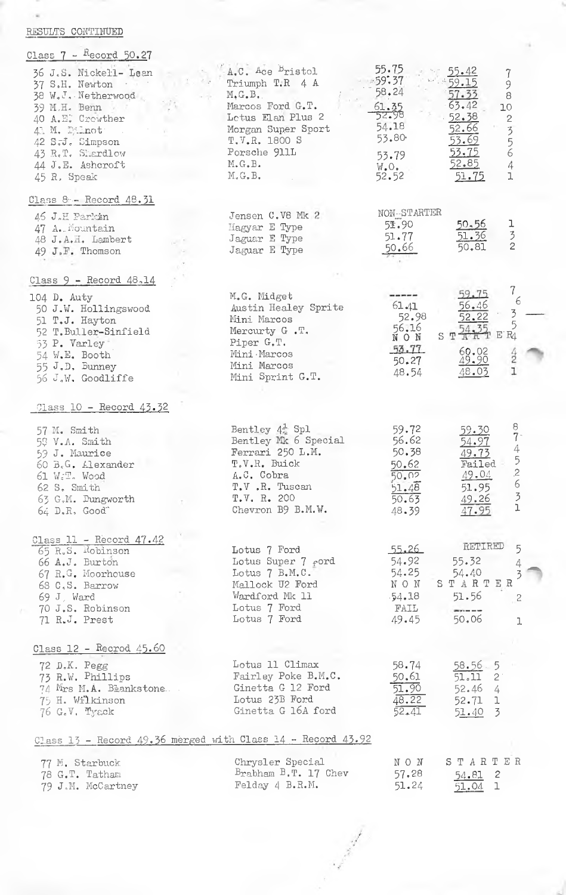RESULTS CONTINUED

## Class 7 - Record 50.27

| No. | Driver | Car | Run 1 | Run 2 | Pos. |
|---|---|---|---|---|---|
| 36 | J.S. Nickell- Lean | A.C. Ace Bristol | 55.75 | 55.42 | 7 |
| 37 | S.H. Newton | Triumph T.R 4 A | 59.37 | 59.15 | 9 |
| 38 | W.J. Netherwood | M.G.B. | 58.24 | 57.33 | 8 |
| 39 | M.H. Benn | Marcos Ford G.T. | 61.35 | 63.42 | 10 |
| 40 | A.E. Crowther | Lotus Elan Plus 2 | 52.98 | 52.38 | 2 |
| 41 | M. Dilnot | Morgan Super Sport | 54.18 | 52.66 | 3 |
| 42 | S.J. Simpson | T.V.R. 1800 S | 53.80 | 53.69 | 5 |
| 43 | R.T. Shardlow | Porsche 911L | 53.79 | 53.75 | 6 |
| 44 | J.E. Ashcroft | M.G.B. | W.O. | 52.85 | 4 |
| 45 | R. Speak | M.G.B. | 52.52 | 51.75 | 1 |

## Class 8 - Record 48.31

| No. | Driver | Car | Run 1 | Run 2 | Pos. |
|---|---|---|---|---|---|
| 46 | J.H Parkin | Jensen C.V8 Mk 2 | NON-STARTER | | |
| 47 | A. Mountain | Magyar E Type | 51.90 | 50.56 | 1 |
| 48 | J.A.H. Lambert | Jaguar E Type | 51.77 | 51.36 | 3 |
| 49 | J.F. Thomson | Jaguar E Type | 50.66 | 50.81 | 2 |

## Class 9 - Record 48.14

| No. | Driver | Car | Run 1 | Run 2 | Pos. |
|---|---|---|---|---|---|
| 104 | D. Auty | M.G. Midget | ----- | 59.75 | 7 |
| 50 | J.W. Hollingswood | Austin Healey Sprite | 61.41 | 56.46 | 6 |
| 51 | T.J. Hayton | Mini Marcos | 52.98 | 52.22 | 3 |
| 52 | T.Buller-Sinfield | Mercurty G .T. | 56.16 | 54.35 | 5 |
| 53 | P. Varley | Piper G.T. | NON STARTER | | |
| 54 | W.E. Booth | Mini Marcos | 53.77 | 60.02 | 4 |
| 55 | J.D. Bunney | Mini Marcos | 50.27 | 49.90 | 2 |
| 56 | J.W. Goodliffe | Mini Sprint G.T. | 48.54 | 48.03 | 1 |

## Class 10 - Record 43.32

| No. | Driver | Car | Run 1 | Run 2 | Pos. |
|---|---|---|---|---|---|
| 57 | M. Smith | Bentley 4½ Spl | 59.72 | 59.30 | 8 |
| 58 | V.A. Smith | Bentley Mk 6 Special | 56.62 | 54.97 | 7 |
| 59 | J. Maurice | Ferrari 250 L.M. | 50.38 | 49.73 | 4 |
| 60 | B.G. Alexander | T.V.R. Buick | 50.62 | Failed | 5 |
| 61 | W.T. Wood | A.C. Cobra | 50.02 | 49.04 | 2 |
| 62 | S. Smith | T.V .R. Tuscan | 51.48 | 51.95 | 6 |
| 63 | G.M. Dungworth | T.V. R. 200 | 50.63 | 49.26 | 3 |
| 64 | D.R. Good | Chevron B9 B.M.W. | 48.39 | 47.95 | 1 |

## Class 11 - Record 47.42

| No. | Driver | Car | Run 1 | Run 2 | Pos. |
|---|---|---|---|---|---|
| 65 | R.S. Robinson | Lotus 7 Ford | 55.26 | RETIRED | 5 |
| 66 | A.J. Burton | Lotus Super 7 Ford | 54.92 | 55.32 | 4 |
| 67 | R.G. Moorhouse | Lotus 7 B.M.C. | 54.25 | 54.40 | 3 |
| 68 | C.S. Barrow | Mallock U2 Ford | NON STARTER | | |
| 69 | J. Ward | Wardford Mk 11 | 54.18 | 51.56 | 2 |
| 70 | J.S. Robinson | Lotus 7 Ford | FAIL | ----- | |
| 71 | R.J. Prest | Lotus 7 Ford | 49.45 | 50.06 | 1 |

## Class 12 - Recrod 45.60

| No. | Driver | Car | Run 1 | Run 2 | Pos. |
|---|---|---|---|---|---|
| 72 | D.K. Pegg | Lotus 11 Climax | 58.74 | 58.56 | 5 |
| 73 | R.W. Phillips | Fairley Poke B.M.C. | 50.61 | 51.11 | 2 |
| 74 | Mrs M.A. Blankstone | Ginetta G 12 Ford | 51.90 | 52.46 | 4 |
| 75 | H. Wilkinson | Lotus 23B Ford | 48.22 | 52.71 | 1 |
| 76 | G.V. Tyack | Ginetta G 16A ford | 52.41 | 51.40 | 3 |

## Class 13 - Record 49.36 merged with Class 14 - Record 43.92

| No. | Driver | Car | Run 1 | Run 2 | Pos. |
|---|---|---|---|---|---|
| 77 | M. Starbuck | Chrysler Special | NON STARTER | | |
| 78 | G.T. Tatham | Brabham B.T. 17 Chev | 57.28 | 54.81 | 2 |
| 79 | J.M. McCartney | Felday 4 B.R.M. | 51.24 | 51.04 | 1 |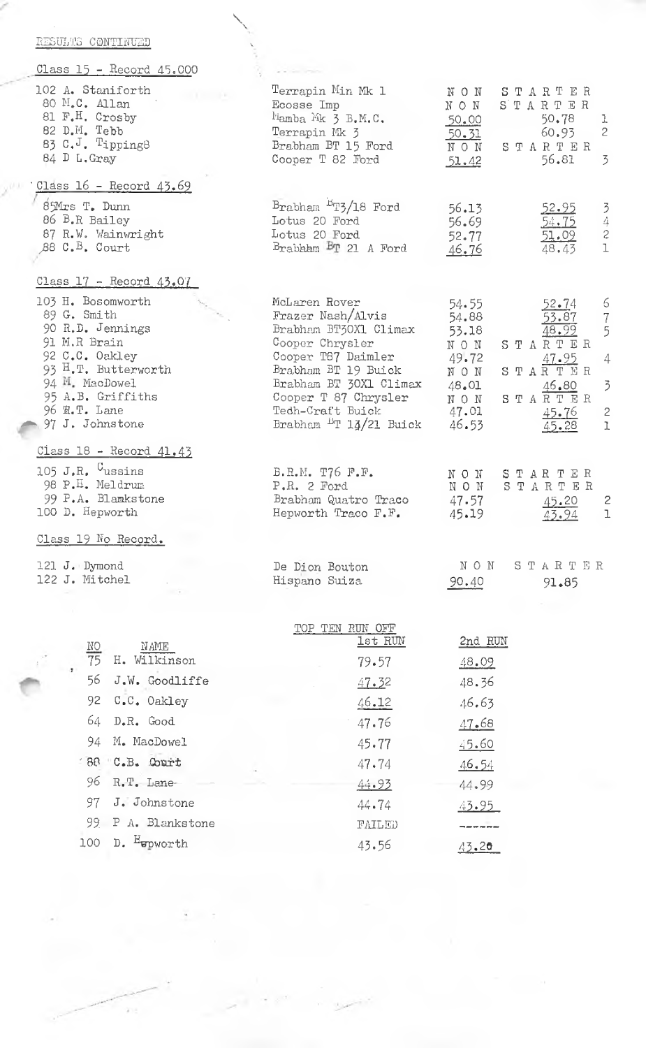RESULTS CONTINUED

Class 15 - Record 45.000

| No | Name | Car | 1st Run | 2nd Run | Pos |
|---|---|---|---|---|---|
| 102 | A. Staniforth | Terrapin Min Mk 1 | NON STARTER | | |
| 80 | M.C. Allan | Ecosse Imp | NON STARTER | | |
| 81 | F.H. Crosby | Mamba Mk 3 B.M.C. | 50.00 | 50.78 | 1 |
| 82 | D.M. Tebb | Terrapin Mk 3 | 50.31 | 60.93 | 2 |
| 83 | C.J. Tipping8 | Brabham BT 15 Ford | NON STARTER | | |
| 84 | D L.Gray | Cooper T 82 Ford | 51.42 | 56.81 | 3 |

Class 16 - Record 43.69

| No | Name | Car | 1st Run | 2nd Run | Pos |
|---|---|---|---|---|---|
| 85 | Mrs T. Dunn | Brabham BT3/18 Ford | 56.13 | 52.95 | 3 |
| 86 | B.R Bailey | Lotus 20 Ford | 56.69 | 54.75 | 4 |
| 87 | R.W. Wainwright | Lotus 20 Ford | 52.77 | 51.09 | 2 |
| 88 | C.B. Court | Brabham BT 21 A Ford | 46.76 | 48.43 | 1 |

Class 17 - Record 43.07

| No | Name | Car | 1st Run | 2nd Run | Pos |
|---|---|---|---|---|---|
| 103 | H. Bosomworth | McLaren Rover | 54.55 | 52.74 | 6 |
| 89 | G. Smith | Frazer Nash/Alvis | 54.88 | 53.87 | 7 |
| 90 | R.D. Jennings | Brabham BT30X1 Climax | 53.18 | 48.99 | 5 |
| 91 | M.R Brain | Cooper Chrysler | NON STARTER | | |
| 92 | C.C. Oakley | Cooper T87 Daimler | 49.72 | 47.95 | 4 |
| 93 | H.T. Butterworth | Brabham BT 19 Buick | NON STARTER | | |
| 94 | M. MacDowel | Brabham BT 30X1 Climax | 48.01 | 46.80 | 3 |
| 95 | A.B. Griffiths | Cooper T 87 Chrysler | NON STARTER | | |
| 96 | R.T. Lane | Tech-Craft Buick | 47.01 | 45.76 | 2 |
| 97 | J. Johnstone | Brabham BT 14/21 Buick | 46.53 | 45.28 | 1 |

Class 18 - Record 41.43

| No | Name | Car | 1st Run | 2nd Run | Pos |
|---|---|---|---|---|---|
| 105 | J.R. Cussins | B.R.M. T76 F.F. | NON STARTER | | |
| 98 | P.H. Meldrum | P.R. 2 Ford | NON STARTER | | |
| 99 | P.A. Blankstone | Brabham Quatro Traco | 47.57 | 45.20 | 2 |
| 100 | D. Hepworth | Hepworth Traco F.F. | 45.19 | 43.94 | 1 |

Class 19 No Record.

| No | Name | Car | 1st Run | 2nd Run |
|---|---|---|---|---|
| 121 | J. Dymond | De Dion Bouton | NON STARTER | |
| 122 | J. Mitchel | Hispano Suiza | 90.40 | 91.85 |

TOP TEN RUN OFF

| NO | NAME | 1st RUN | 2nd RUN |
|---|---|---|---|
| 75 | H. Wilkinson | 79.57 | 48.09 |
| 56 | J.W. Goodliffe | 47.32 | 48.36 |
| 92 | C.C. Oakley | 46.12 | 46.63 |
| 64 | D.R. Good | 47.76 | 47.68 |
| 94 | M. MacDowel | 45.77 | 45.60 |
| 88 | C.B. Court | 47.74 | 46.54 |
| 96 | R.T. Lane | 44.93 | 44.99 |
| 97 | J. Johnstone | 44.74 | 43.95 |
| 99 | P A. Blankstone | FAILED | ------ |
| 100 | D. Hepworth | 43.56 | 43.20 |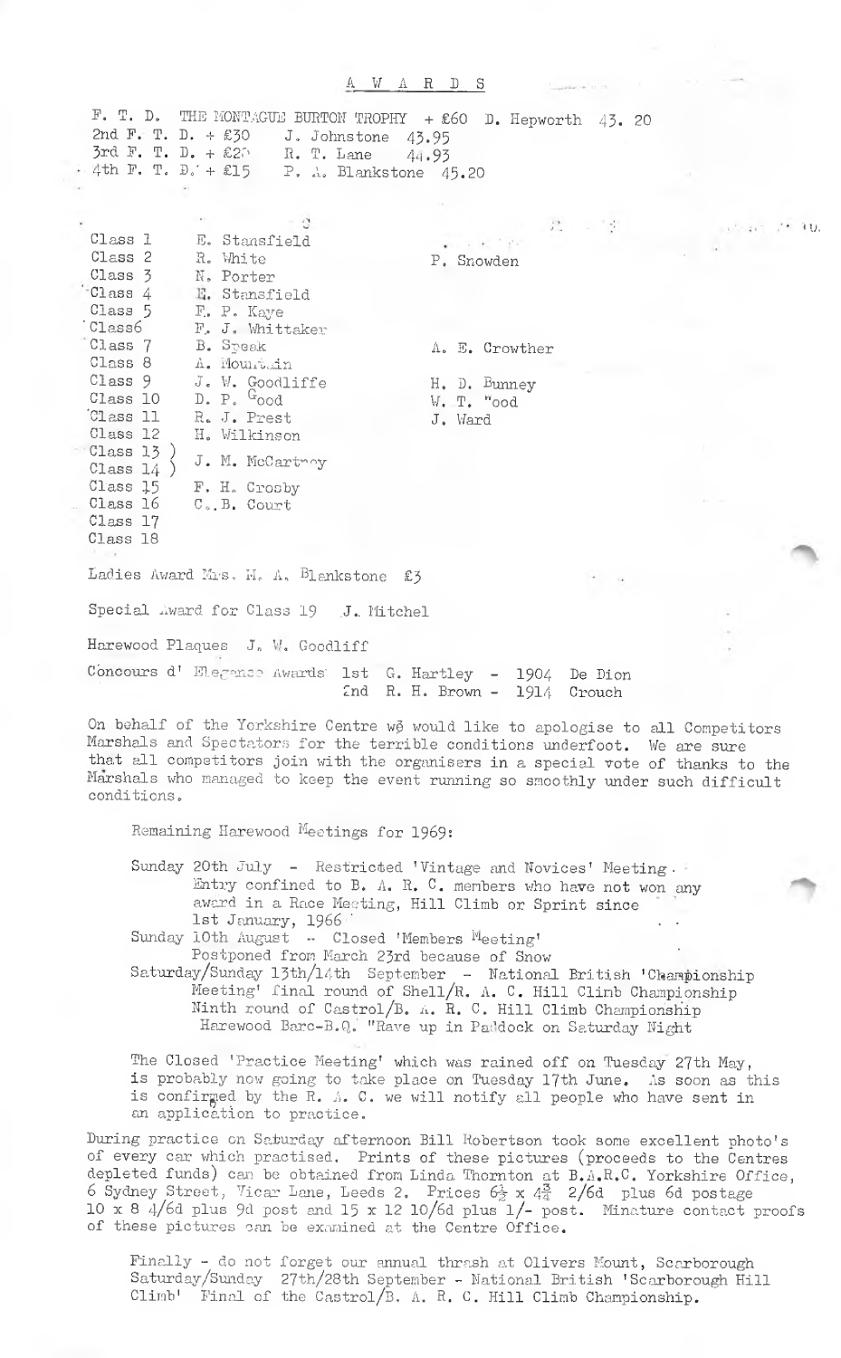# A W A R D S

F. T. D. THE MONTAGUE BURTON TROPHY + £60 D. Hepworth 43. 20
2nd F. T. D. + £30 J. Johnstone 43.95
3rd F. T. D. + £20 R. T. Lane 44.93
4th F. T. D. + £15 P. A. Blankstone 45.20

| | | |
|---|---|---|
| Class 1 | E. Stansfield | |
| Class 2 | R. White | P. Snowden |
| Class 3 | N. Porter | |
| Class 4 | E. Stansfield | |
| Class 5 | F. P. Kaye | |
| Class6 | F. J. Whittaker | |
| Class 7 | B. Speak | A. E. Crowther |
| Class 8 | A. Mountain | |
| Class 9 | J. W. Goodliffe | H. D. Bunney |
| Class 10 | D. P. Good | W. T. "ood |
| Class 11 | R. J. Prest | J. Ward |
| Class 12 | H. Wilkinson | |
| Class 13 / Class 14 | J. M. McCartney | |
| Class 15 | F. H. Crosby | |
| Class 16 | C. B. Court | |
| Class 17 | | |
| Class 18 | | |

Ladies Award Mrs. H. A. Blankstone £3

Special Award for Class 19 J. Mitchel

Harewood Plaques J. W. Goodliff

Concours d' Elegance Awards 1st G. Hartley - 1904 De Dion
2nd R. H. Brown - 1914 Crouch

On behalf of the Yorkshire Centre we would like to apologise to all Competitors Marshals and Spectators for the terrible conditions underfoot. We are sure that all competitors join with the organisers in a special vote of thanks to the Marshals who managed to keep the event running so smoothly under such difficult conditions.

Remaining Harewood Meetings for 1969:

Sunday 20th July - Restricted 'Vintage and Novices' Meeting. Entry confined to B. A. R. C. members who have not won any award in a Race Meeting, Hill Climb or Sprint since 1st January, 1966

Sunday 10th August - Closed 'Members Meeting' Postponed from March 23rd because of Snow

Saturday/Sunday 13th/14th September - National British 'Championship Meeting' final round of Shell/R. A. C. Hill Climb Championship Ninth round of Castrol/B. A. R. C. Hill Climb Championship Harewood Barc-B.Q. "Rave up in Paddock on Saturday Night

The Closed 'Practice Meeting' which was rained off on Tuesday 27th May, is probably now going to take place on Tuesday 17th June. As soon as this is confirmed by the R. A. C. we will notify all people who have sent in an application to practice.

During practice on Saturday afternoon Bill Robertson took some excellent photo's of every car which practised. Prints of these pictures (proceeds to the Centres depleted funds) can be obtained from Linda Thornton at B.A.R.C. Yorkshire Office, 6 Sydney Street, Vicar Lane, Leeds 2. Prices 6½ x 4¾ 2/6d plus 6d postage 10 x 8 4/6d plus 9d post and 15 x 12 10/6d plus 1/- post. Minature contact proofs of these pictures can be examined at the Centre Office.

Finally - do not forget our annual thrash at Olivers Mount, Scarborough Saturday/Sunday 27th/28th September - National British 'Scarborough Hill Climb' Final of the Castrol/B. A. R. C. Hill Climb Championship.